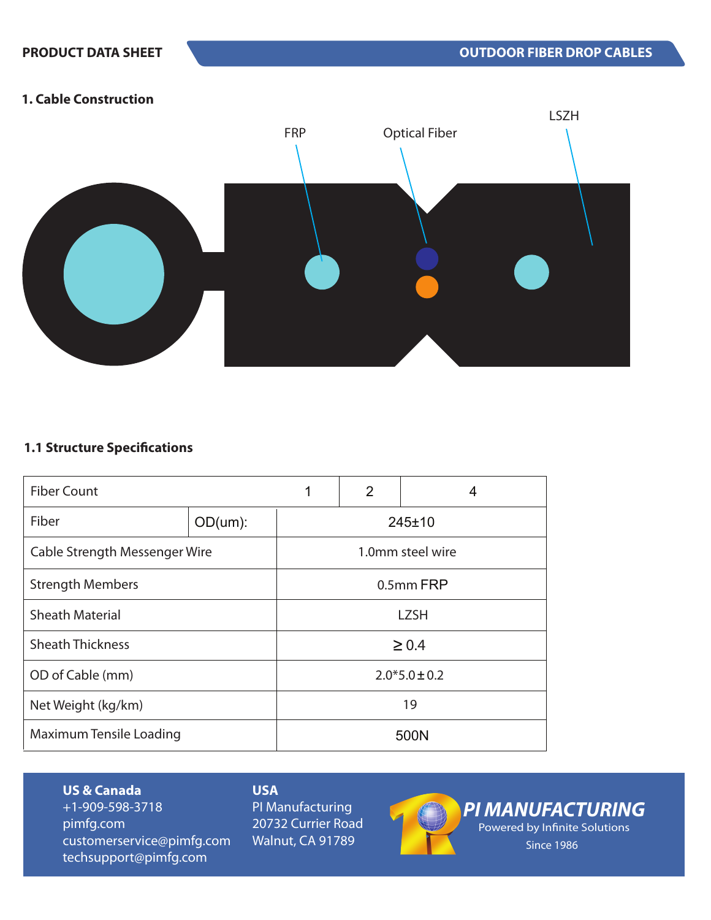**PRODUCT DATA SHEET** — **OUTDOOR FIBER DROP CABLES**

## 1. Cable Construction

FRP — Optical Fiber — LSZH

### 1.1 Structure Specifications

| Fiber Count | | 1 | 2 | 4 |
|---|---|---|---|---|
| Fiber | OD(um): | 245±10 | | |
| Cable Strength Messenger Wire | | 1.0mm steel wire | | |
| Strength Members | | 0.5mm FRP | | |
| Sheath Material | | LZSH | | |
| Sheath Thickness | | ≥ 0.4 | | |
| OD of Cable (mm) | | 2.0*5.0 ± 0.2 | | |
| Net Weight (kg/km) | | 19 | | |
| Maximum Tensile Loading | | 500N | | |

**US & Canada**
+1-909-598-3718
pimfg.com
customerservice@pimfg.com
techsupport@pimfg.com

**USA**
PI Manufacturing
20732 Currier Road
Walnut, CA 91789

**PI MANUFACTURING**
Powered by Infinite Solutions
Since 1986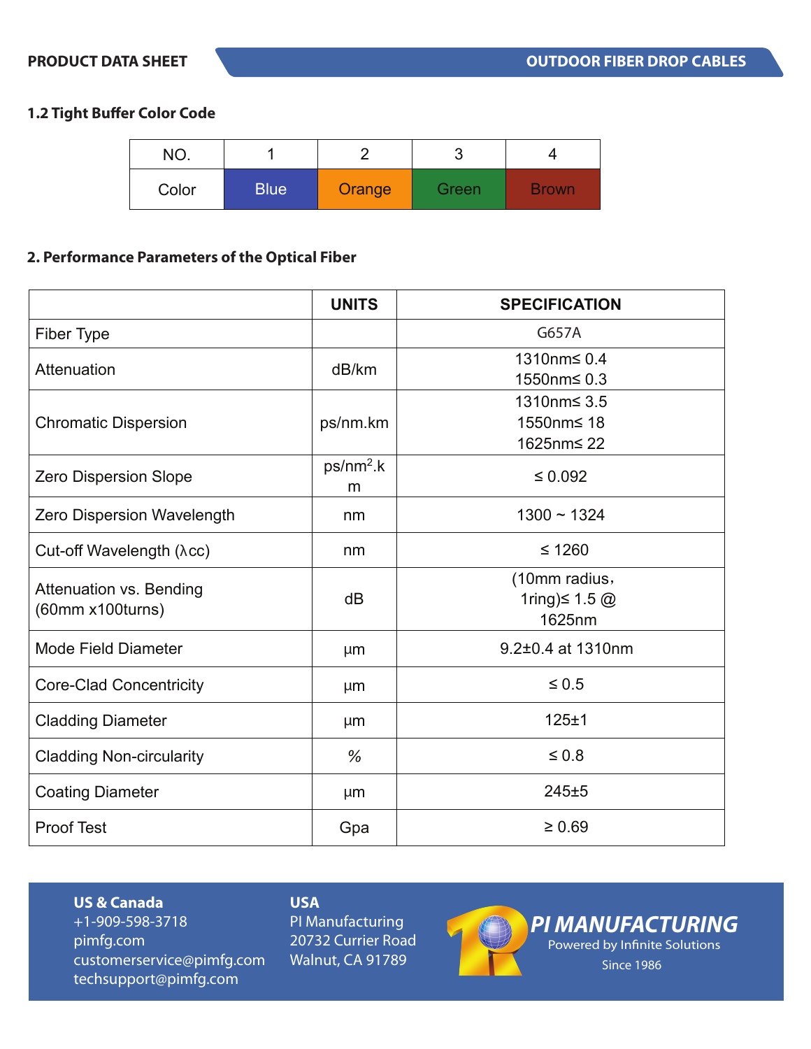## 1.2 Tight Buffer Color Code

| NO. | 1 | 2 | 3 | 4 |
|---|---|---|---|---|
| Color | Blue | Orange | Green | Brown |

## 2. Performance Parameters of the Optical Fiber

| | UNITS | SPECIFICATION |
|---|---|---|
| Fiber Type | | G657A |
| Attenuation | dB/km | 1310nm≤ 0.4<br>1550nm≤ 0.3 |
| Chromatic Dispersion | ps/nm.km | 1310nm≤ 3.5<br>1550nm≤ 18<br>1625nm≤ 22 |
| Zero Dispersion Slope | ps/nm$^2$.km | ≤ 0.092 |
| Zero Dispersion Wavelength | nm | 1300 ~ 1324 |
| Cut-off Wavelength (λcc) | nm | ≤ 1260 |
| Attenuation vs. Bending (60mm x100turns) | dB | (10mm radius，1ring)≤ 1.5 @ 1625nm |
| Mode Field Diameter | μm | 9.2±0.4 at 1310nm |
| Core-Clad Concentricity | μm | ≤ 0.5 |
| Cladding Diameter | μm | 125±1 |
| Cladding Non-circularity | % | ≤ 0.8 |
| Coating Diameter | μm | 245±5 |
| Proof Test | Gpa | ≥ 0.69 |

**US & Canada**
+1-909-598-3718
pimfg.com
customerservice@pimfg.com
techsupport@pimfg.com

**USA**
PI Manufacturing
20732 Currier Road
Walnut, CA 91789

**PI MANUFACTURING**
Powered by Infinite Solutions
Since 1986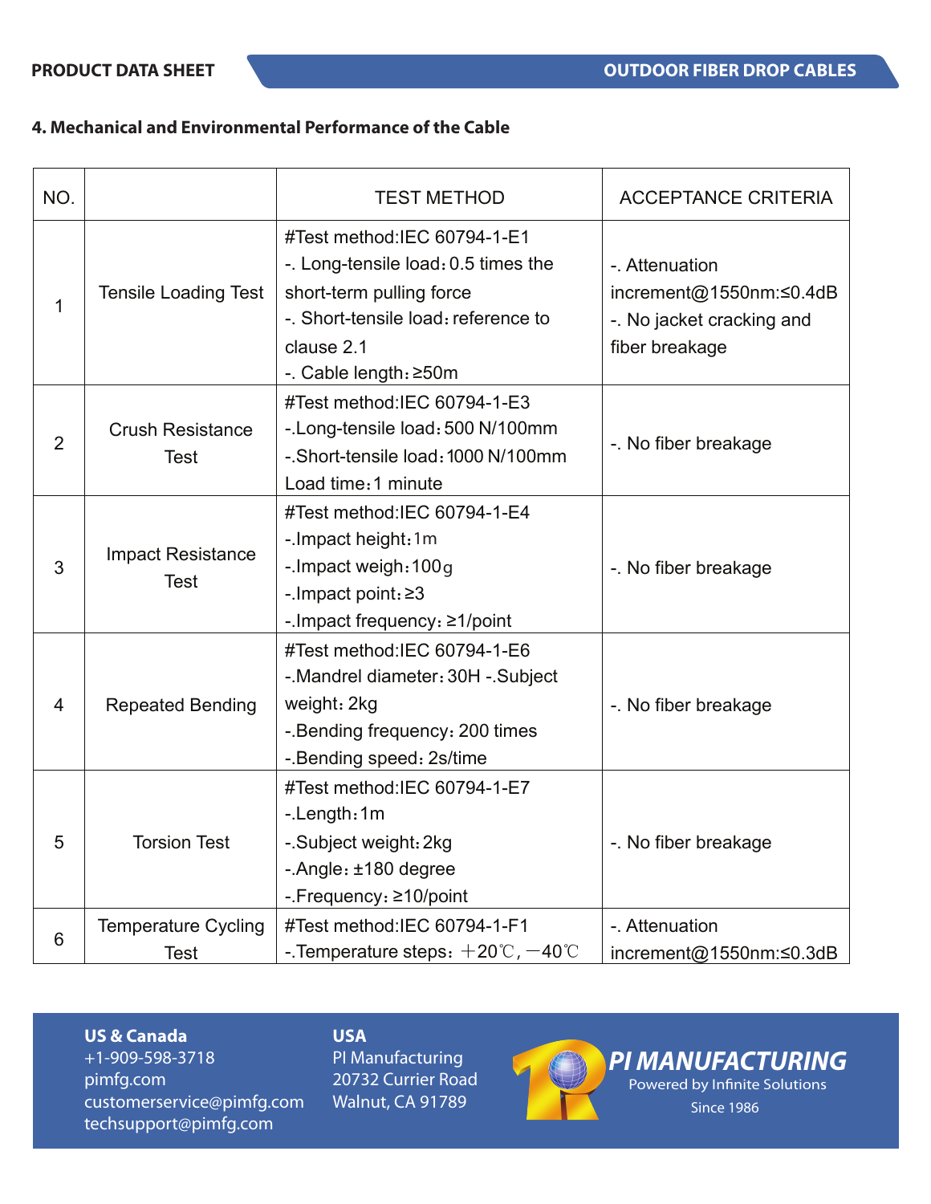## 4. Mechanical and Environmental Performance of the Cable

| NO. | | TEST METHOD | ACCEPTANCE CRITERIA |
|---|---|---|---|
| 1 | Tensile Loading Test | #Test method:IEC 60794-1-E1<br>-. Long-tensile load：0.5 times the short-term pulling force<br>-. Short-tensile load：reference to clause 2.1<br>-. Cable length：≥50m | -. Attenuation increment@1550nm:≤0.4dB<br>-. No jacket cracking and fiber breakage |
| 2 | Crush Resistance Test | #Test method:IEC 60794-1-E3<br>-.Long-tensile load：500 N/100mm<br>-.Short-tensile load：1000 N/100mm<br>Load time：1 minute | -. No fiber breakage |
| 3 | Impact Resistance Test | #Test method:IEC 60794-1-E4<br>-.Impact height：1m<br>-.Impact weigh：100g<br>-.Impact point：≥3<br>-.Impact frequency：≥1/point | -. No fiber breakage |
| 4 | Repeated Bending | #Test method:IEC 60794-1-E6<br>-.Mandrel diameter：30H -.Subject weight：2kg<br>-.Bending frequency：200 times<br>-.Bending speed：2s/time | -. No fiber breakage |
| 5 | Torsion Test | #Test method:IEC 60794-1-E7<br>-.Length：1m<br>-.Subject weight：2kg<br>-.Angle：±180 degree<br>-.Frequency：≥10/point | -. No fiber breakage |
| 6 | Temperature Cycling Test | #Test method:IEC 60794-1-F1<br>-.Temperature steps：＋20℃，－40℃ | -. Attenuation increment@1550nm:≤0.3dB |

**US & Canada**
+1-909-598-3718
pimfg.com
customerservice@pimfg.com
techsupport@pimfg.com

**USA**
PI Manufacturing
20732 Currier Road
Walnut, CA 91789

**PI MANUFACTURING**
Powered by Infinite Solutions
Since 1986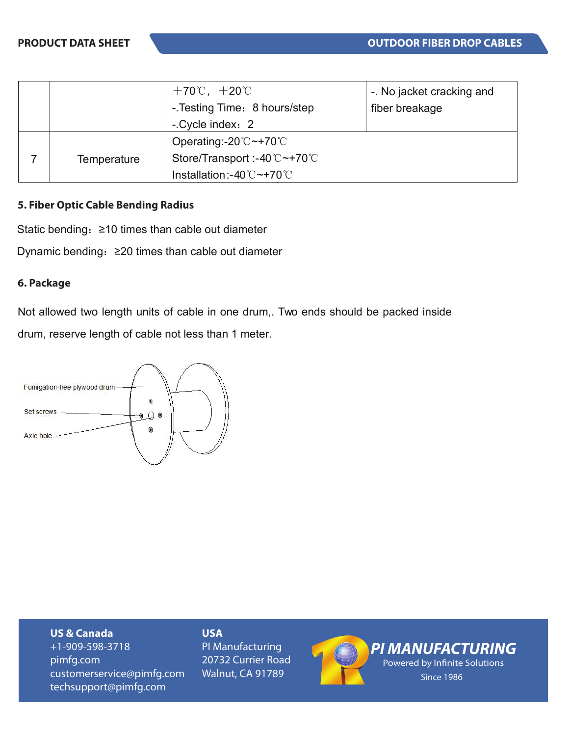| | | | |
|---|---|---|---|
| | | ＋70℃，＋20℃<br>-.Testing Time：8 hours/step<br>-.Cycle index：2 | -. No jacket cracking and fiber breakage |
| 7 | Temperature | Operating:-20℃~+70℃<br>Store/Transport :-40℃~+70℃<br>Installation:-40℃~+70℃ | |

### 5. Fiber Optic Cable Bending Radius

Static bending：≥10 times than cable out diameter

Dynamic bending：≥20 times than cable out diameter

### 6. Package

Not allowed two length units of cable in one drum,. Two ends should be packed inside drum, reserve length of cable not less than 1 meter.

Fumigation-free plywood drum

Set screws

Axle hole

**US & Canada**
+1-909-598-3718
pimfg.com
customerservice@pimfg.com
techsupport@pimfg.com

**USA**
PI Manufacturing
20732 Currier Road
Walnut, CA 91789

**PI MANUFACTURING**
Powered by Infinite Solutions
Since 1986